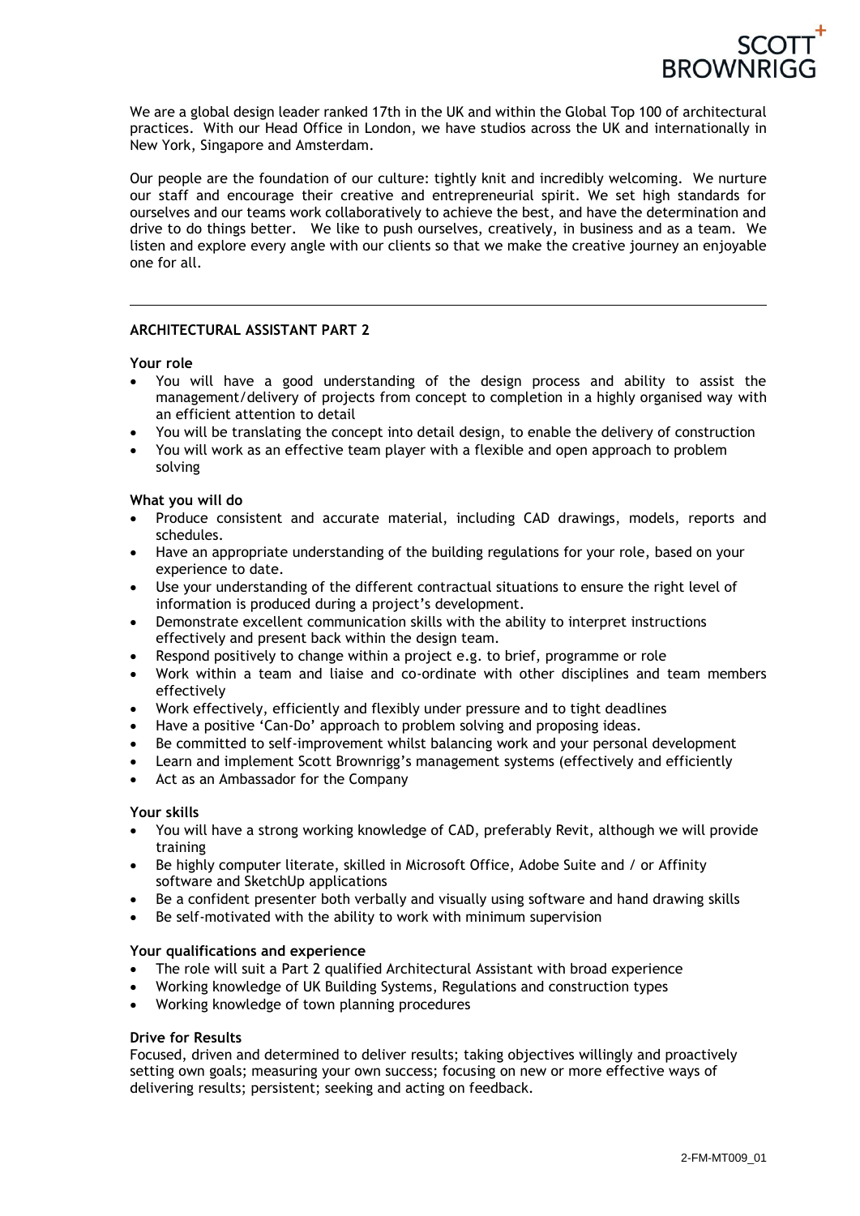SCOTT BROWNRIGG

We are a global design leader ranked 17th in the UK and within the Global Top 100 of architectural practices. With our Head Office in London, we have studios across the UK and internationally in New York, Singapore and Amsterdam.

Our people are the foundation of our culture: tightly knit and incredibly welcoming. We nurture our staff and encourage their creative and entrepreneurial spirit. We set high standards for ourselves and our teams work collaboratively to achieve the best, and have the determination and drive to do things better. We like to push ourselves, creatively, in business and as a team. We listen and explore every angle with our clients so that we make the creative journey an enjoyable one for all.

---

## ARCHITECTURAL ASSISTANT PART 2

### Your role

- You will have a good understanding of the design process and ability to assist the management/delivery of projects from concept to completion in a highly organised way with an efficient attention to detail
- You will be translating the concept into detail design, to enable the delivery of construction
- You will work as an effective team player with a flexible and open approach to problem solving

### What you will do

- Produce consistent and accurate material, including CAD drawings, models, reports and schedules.
- Have an appropriate understanding of the building regulations for your role, based on your experience to date.
- Use your understanding of the different contractual situations to ensure the right level of information is produced during a project's development.
- Demonstrate excellent communication skills with the ability to interpret instructions effectively and present back within the design team.
- Respond positively to change within a project e.g. to brief, programme or role
- Work within a team and liaise and co-ordinate with other disciplines and team members effectively
- Work effectively, efficiently and flexibly under pressure and to tight deadlines
- Have a positive 'Can-Do' approach to problem solving and proposing ideas.
- Be committed to self-improvement whilst balancing work and your personal development
- Learn and implement Scott Brownrigg's management systems (effectively and efficiently
- Act as an Ambassador for the Company

### Your skills

- You will have a strong working knowledge of CAD, preferably Revit, although we will provide training
- Be highly computer literate, skilled in Microsoft Office, Adobe Suite and / or Affinity software and SketchUp applications
- Be a confident presenter both verbally and visually using software and hand drawing skills
- Be self-motivated with the ability to work with minimum supervision

### Your qualifications and experience

- The role will suit a Part 2 qualified Architectural Assistant with broad experience
- Working knowledge of UK Building Systems, Regulations and construction types
- Working knowledge of town planning procedures

### Drive for Results

Focused, driven and determined to deliver results; taking objectives willingly and proactively setting own goals; measuring your own success; focusing on new or more effective ways of delivering results; persistent; seeking and acting on feedback.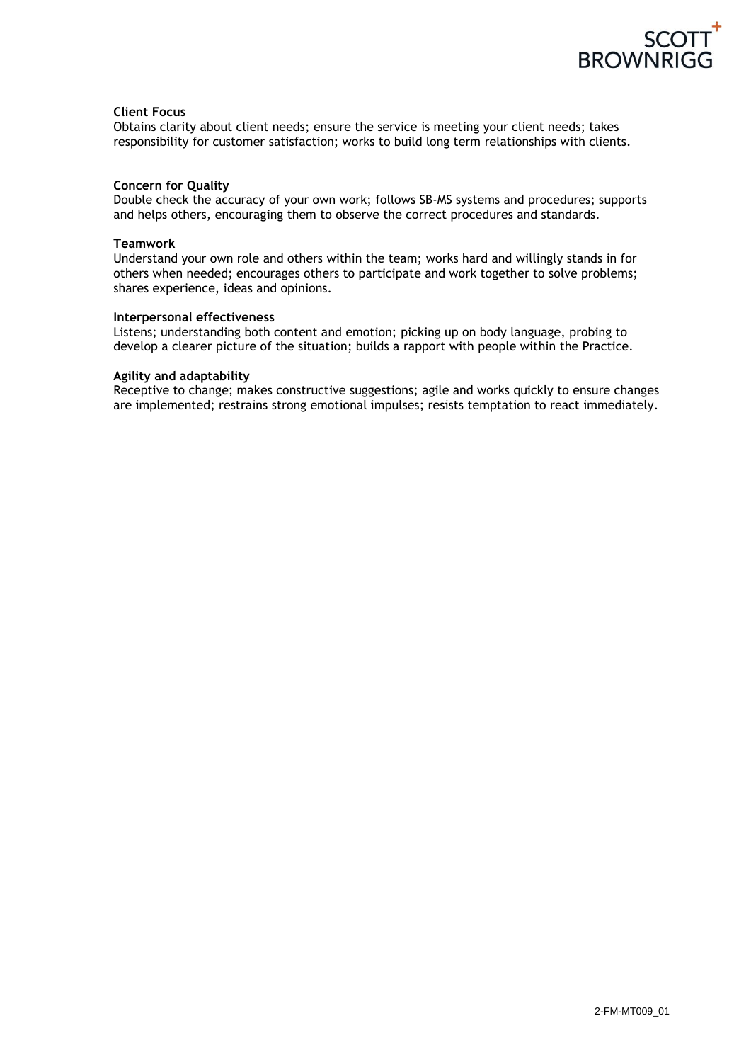**Client Focus**
Obtains clarity about client needs; ensure the service is meeting your client needs; takes responsibility for customer satisfaction; works to build long term relationships with clients.

**Concern for Quality**
Double check the accuracy of your own work; follows SB-MS systems and procedures; supports and helps others, encouraging them to observe the correct procedures and standards.

**Teamwork**
Understand your own role and others within the team; works hard and willingly stands in for others when needed; encourages others to participate and work together to solve problems; shares experience, ideas and opinions.

**Interpersonal effectiveness**
Listens; understanding both content and emotion; picking up on body language, probing to develop a clearer picture of the situation; builds a rapport with people within the Practice.

**Agility and adaptability**
Receptive to change; makes constructive suggestions; agile and works quickly to ensure changes are implemented; restrains strong emotional impulses; resists temptation to react immediately.